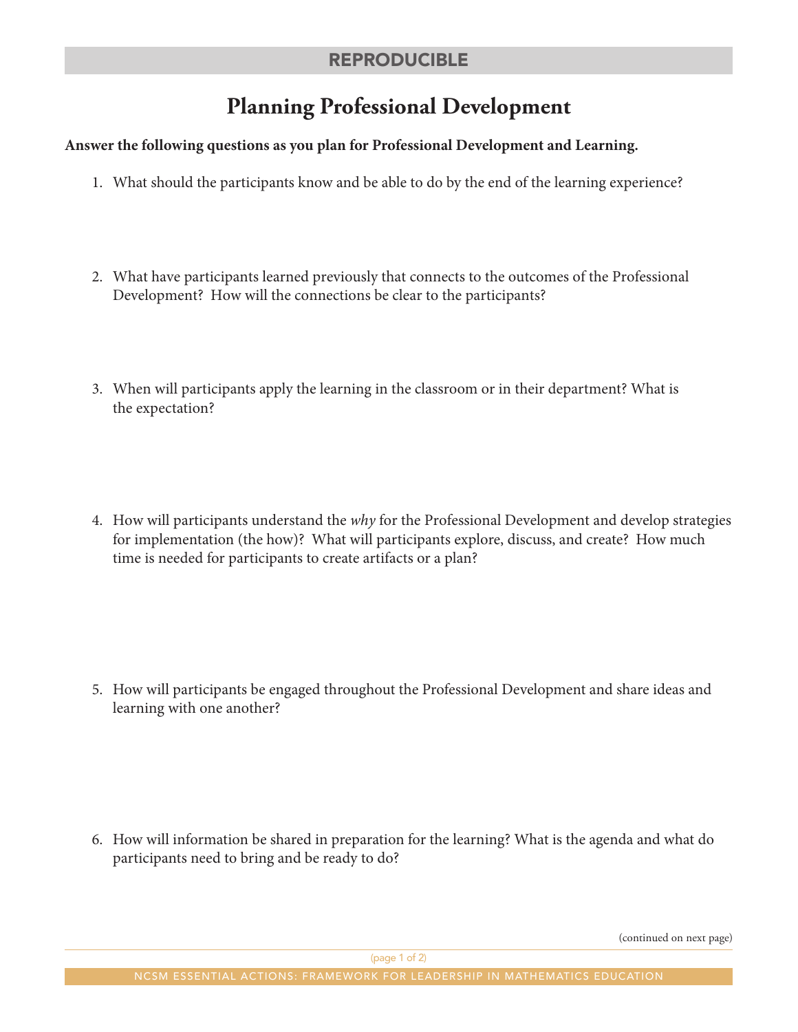REPRODUCIBLE

# Planning Professional Development

**Answer the following questions as you plan for Professional Development and Learning.**

1. What should the participants know and be able to do by the end of the learning experience?

2. What have participants learned previously that connects to the outcomes of the Professional Development? How will the connections be clear to the participants?

3. When will participants apply the learning in the classroom or in their department? What is the expectation?

4. How will participants understand the *why* for the Professional Development and develop strategies for implementation (the how)? What will participants explore, discuss, and create? How much time is needed for participants to create artifacts or a plan?

5. How will participants be engaged throughout the Professional Development and share ideas and learning with one another?

6. How will information be shared in preparation for the learning? What is the agenda and what do participants need to bring and be ready to do?

(continued on next page)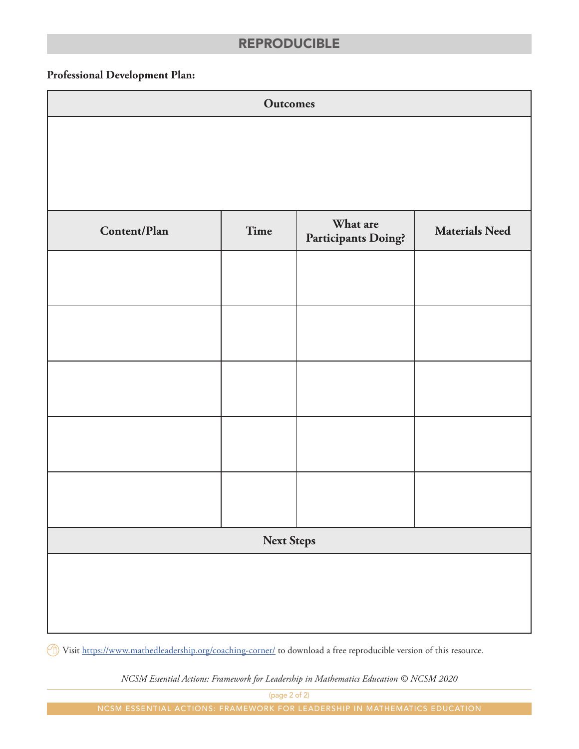**REPRODUCIBLE**

**Professional Development Plan:**

| **Outcomes** | | | |
|---|---|---|---|
| | | | |
| **Content/Plan** | **Time** | **What are Participants Doing?** | **Materials Need** |
| | | | |
| | | | |
| | | | |
| | | | |
| | | | |
| **Next Steps** | | | |
| | | | |

Visit https://www.mathedleadership.org/coaching-corner/ to download a free reproducible version of this resource.

*NCSM Essential Actions: Framework for Leadership in Mathematics Education* © NCSM 2020